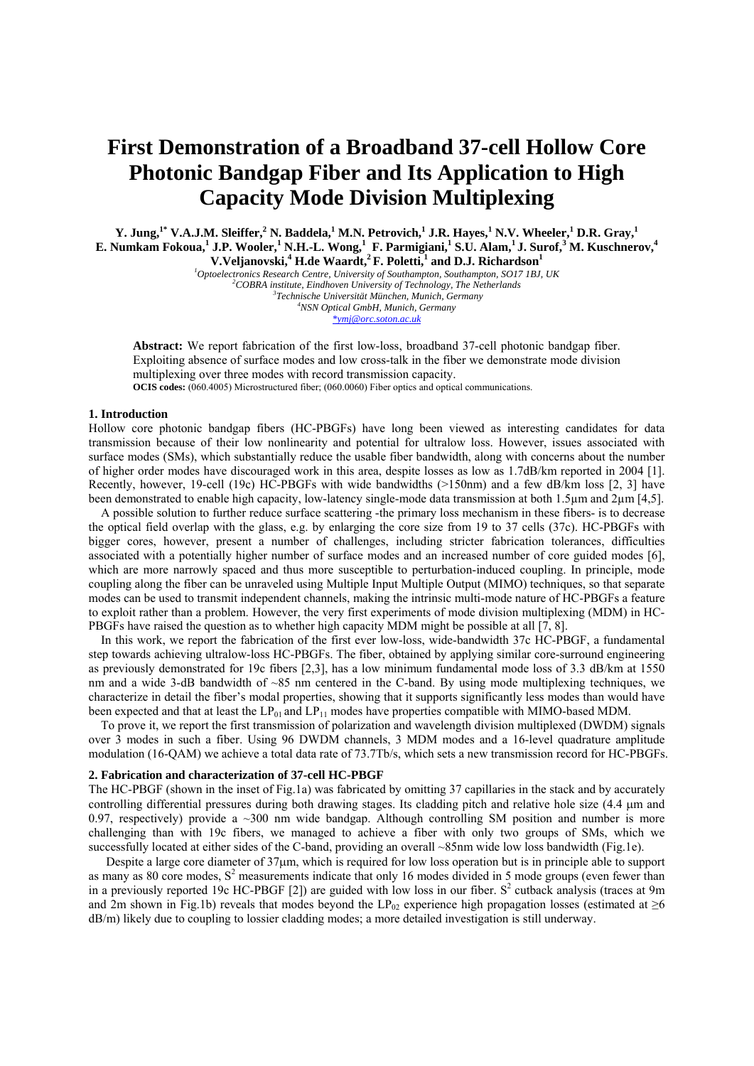# First Demonstration of a Broadband 37-cell Hollow Core Photonic Bandgap Fiber and Its Application to High Capacity Mode Division Multiplexing

**Y. Jung,[1*] V.A.J.M. Sleiffer,[2] N. Baddela,[1] M.N. Petrovich,[1] J.R. Hayes,[1] N.V. Wheeler,[1] D.R. Gray,[1] E. Numkam Fokoua,[1] J.P. Wooler,[1] N.H.-L. Wong,[1] F. Parmigiani,[1] S.U. Alam,[1] J. Surof,[3] M. Kuschnerov,[4] V.Veljanovski,[4] H.de Waardt,[2] F. Poletti,[1] and D.J. Richardson[1]**

[1] *Optoelectronics Research Centre, University of Southampton, Southampton, SO17 1BJ, UK*
[2] *COBRA institute, Eindhoven University of Technology, The Netherlands*
[3] *Technische Universität München, Munich, Germany*
[4] *NSN Optical GmbH, Munich, Germany*
*\*ymj@orc.soton.ac.uk*

**Abstract:** We report fabrication of the first low-loss, broadband 37-cell photonic bandgap fiber. Exploiting absence of surface modes and low cross-talk in the fiber we demonstrate mode division multiplexing over three modes with record transmission capacity.
**OCIS codes:** (060.4005) Microstructured fiber; (060.0060) Fiber optics and optical communications.

## 1. Introduction

Hollow core photonic bandgap fibers (HC-PBGFs) have long been viewed as interesting candidates for data transmission because of their low nonlinearity and potential for ultralow loss. However, issues associated with surface modes (SMs), which substantially reduce the usable fiber bandwidth, along with concerns about the number of higher order modes have discouraged work in this area, despite losses as low as 1.7dB/km reported in 2004 [1]. Recently, however, 19-cell (19c) HC-PBGFs with wide bandwidths (>150nm) and a few dB/km loss [2, 3] have been demonstrated to enable high capacity, low-latency single-mode data transmission at both 1.5μm and 2μm [4,5].

A possible solution to further reduce surface scattering -the primary loss mechanism in these fibers- is to decrease the optical field overlap with the glass, e.g. by enlarging the core size from 19 to 37 cells (37c). HC-PBGFs with bigger cores, however, present a number of challenges, including stricter fabrication tolerances, difficulties associated with a potentially higher number of surface modes and an increased number of core guided modes [6], which are more narrowly spaced and thus more susceptible to perturbation-induced coupling. In principle, mode coupling along the fiber can be unraveled using Multiple Input Multiple Output (MIMO) techniques, so that separate modes can be used to transmit independent channels, making the intrinsic multi-mode nature of HC-PBGFs a feature to exploit rather than a problem. However, the very first experiments of mode division multiplexing (MDM) in HC-PBGFs have raised the question as to whether high capacity MDM might be possible at all [7, 8].

In this work, we report the fabrication of the first ever low-loss, wide-bandwidth 37c HC-PBGF, a fundamental step towards achieving ultralow-loss HC-PBGFs. The fiber, obtained by applying similar core-surround engineering as previously demonstrated for 19c fibers [2,3], has a low minimum fundamental mode loss of 3.3 dB/km at 1550 nm and a wide 3-dB bandwidth of ~85 nm centered in the C-band. By using mode multiplexing techniques, we characterize in detail the fiber's modal properties, showing that it supports significantly less modes than would have been expected and that at least the $LP_{01}$ and $LP_{11}$ modes have properties compatible with MIMO-based MDM.

To prove it, we report the first transmission of polarization and wavelength division multiplexed (DWDM) signals over 3 modes in such a fiber. Using 96 DWDM channels, 3 MDM modes and a 16-level quadrature amplitude modulation (16-QAM) we achieve a total data rate of 73.7Tb/s, which sets a new transmission record for HC-PBGFs.

## 2. Fabrication and characterization of 37-cell HC-PBGF

The HC-PBGF (shown in the inset of Fig.1a) was fabricated by omitting 37 capillaries in the stack and by accurately controlling differential pressures during both drawing stages. Its cladding pitch and relative hole size (4.4 μm and 0.97, respectively) provide a ~300 nm wide bandgap. Although controlling SM position and number is more challenging than with 19c fibers, we managed to achieve a fiber with only two groups of SMs, which we successfully located at either sides of the C-band, providing an overall ~85nm wide low loss bandwidth (Fig.1e).

Despite a large core diameter of 37μm, which is required for low loss operation but is in principle able to support as many as 80 core modes, $S^2$ measurements indicate that only 16 modes divided in 5 mode groups (even fewer than in a previously reported 19c HC-PBGF [2]) are guided with low loss in our fiber. $S^2$ cutback analysis (traces at 9m and 2m shown in Fig.1b) reveals that modes beyond the $LP_{02}$ experience high propagation losses (estimated at ≥6 dB/m) likely due to coupling to lossier cladding modes; a more detailed investigation is still underway.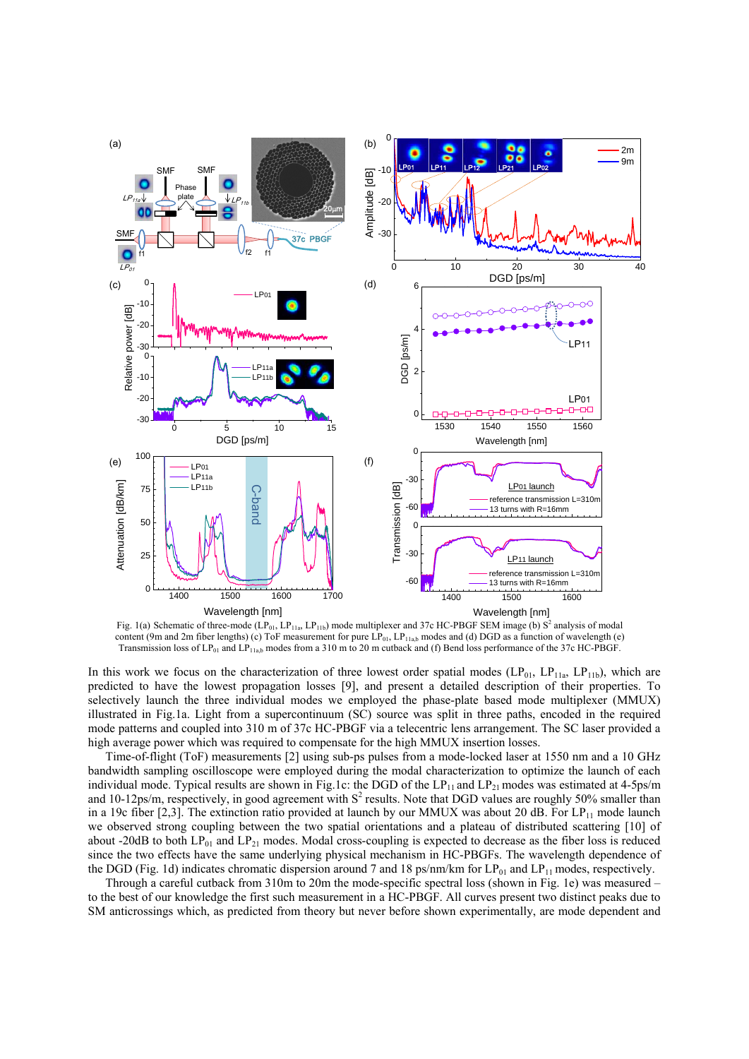Fig. 1(a) Schematic of three-mode ($LP_{01}$, $LP_{11a}$, $LP_{11b}$) mode multiplexer and 37c HC-PBGF SEM image (b) $S^2$ analysis of modal content (9m and 2m fiber lengths) (c) ToF measurement for pure $LP_{01}$, $LP_{11a,b}$ modes and (d) DGD as a function of wavelength (e) Transmission loss of $LP_{01}$ and $LP_{11a,b}$ modes from a 310 m to 20 m cutback and (f) Bend loss performance of the 37c HC-PBGF.

In this work we focus on the characterization of three lowest order spatial modes ($LP_{01}$, $LP_{11a}$, $LP_{11b}$), which are predicted to have the lowest propagation losses [9], and present a detailed description of their properties. To selectively launch the three individual modes we employed the phase-plate based mode multiplexer (MMUX) illustrated in Fig.1a. Light from a supercontinuum (SC) source was split in three paths, encoded in the required mode patterns and coupled into 310 m of 37c HC-PBGF via a telecentric lens arrangement. The SC laser provided a high average power which was required to compensate for the high MMUX insertion losses.

Time-of-flight (ToF) measurements [2] using sub-ps pulses from a mode-locked laser at 1550 nm and a 10 GHz bandwidth sampling oscilloscope were employed during the modal characterization to optimize the launch of each individual mode. Typical results are shown in Fig.1c: the DGD of the $LP_{11}$ and $LP_{21}$ modes was estimated at 4-5ps/m and 10-12ps/m, respectively, in good agreement with $S^2$ results. Note that DGD values are roughly 50% smaller than in a 19c fiber [2,3]. The extinction ratio provided at launch by our MMUX was about 20 dB. For $LP_{11}$ mode launch we observed strong coupling between the two spatial orientations and a plateau of distributed scattering [10] of about -20dB to both $LP_{01}$ and $LP_{21}$ modes. Modal cross-coupling is expected to decrease as the fiber loss is reduced since the two effects have the same underlying physical mechanism in HC-PBGFs. The wavelength dependence of the DGD (Fig. 1d) indicates chromatic dispersion around 7 and 18 ps/nm/km for $LP_{01}$ and $LP_{11}$ modes, respectively.

Through a careful cutback from 310m to 20m the mode-specific spectral loss (shown in Fig. 1e) was measured – to the best of our knowledge the first such measurement in a HC-PBGF. All curves present two distinct peaks due to SM anticrossings which, as predicted from theory but never before shown experimentally, are mode dependent and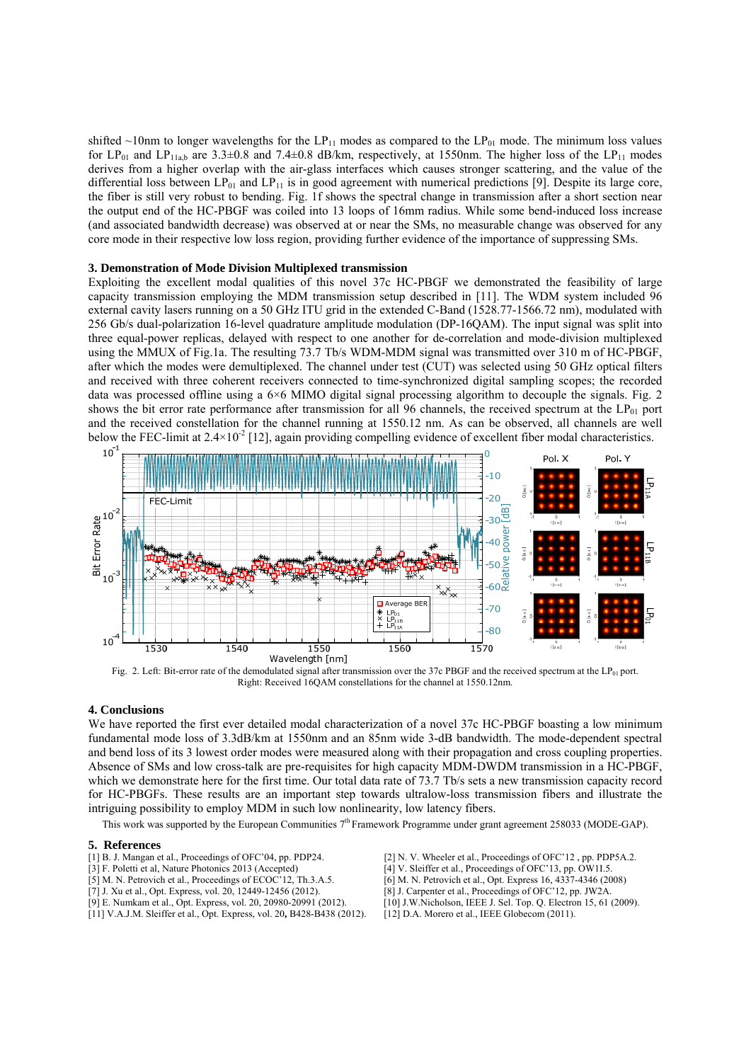shifted ~10nm to longer wavelengths for the $LP_{11}$ modes as compared to the $LP_{01}$ mode. The minimum loss values for $LP_{01}$ and $LP_{11a,b}$ are 3.3±0.8 and 7.4±0.8 dB/km, respectively, at 1550nm. The higher loss of the $LP_{11}$ modes derives from a higher overlap with the air-glass interfaces which causes stronger scattering, and the value of the differential loss between $LP_{01}$ and $LP_{11}$ is in good agreement with numerical predictions [9]. Despite its large core, the fiber is still very robust to bending. Fig. 1f shows the spectral change in transmission after a short section near the output end of the HC-PBGF was coiled into 13 loops of 16mm radius. While some bend-induced loss increase (and associated bandwidth decrease) was observed at or near the SMs, no measurable change was observed for any core mode in their respective low loss region, providing further evidence of the importance of suppressing SMs.

## 3. Demonstration of Mode Division Multiplexed transmission

Exploiting the excellent modal qualities of this novel 37c HC-PBGF we demonstrated the feasibility of large capacity transmission employing the MDM transmission setup described in [11]. The WDM system included 96 external cavity lasers running on a 50 GHz ITU grid in the extended C-Band (1528.77-1566.72 nm), modulated with 256 Gb/s dual-polarization 16-level quadrature amplitude modulation (DP-16QAM). The input signal was split into three equal-power replicas, delayed with respect to one another for de-correlation and mode-division multiplexed using the MMUX of Fig.1a. The resulting 73.7 Tb/s WDM-MDM signal was transmitted over 310 m of HC-PBGF, after which the modes were demultiplexed. The channel under test (CUT) was selected using 50 GHz optical filters and received with three coherent receivers connected to time-synchronized digital sampling scopes; the recorded data was processed offline using a 6×6 MIMO digital signal processing algorithm to decouple the signals. Fig. 2 shows the bit error rate performance after transmission for all 96 channels, the received spectrum at the $LP_{01}$ port and the received constellation for the channel running at 1550.12 nm. As can be observed, all channels are well below the FEC-limit at $2.4\times10^{-2}$ [12], again providing compelling evidence of excellent fiber modal characteristics.

Bit Error Rate
$10^{-1}$
$10^{-2}$
$10^{-3}$
$10^{-4}$
FEC-Limit
Relative power [dB]
0
-10
-20
-30
-40
-50
-60
-70
-80
1530
1540
1550
1560
1570
Wavelength [nm]
Average BER
$LP_{01}$
$LP_{11B}$
$LP_{11A}$
Pol. X
Pol. Y
$LP_{11A}$
$LP_{11B}$
$LP_{01}$

Fig. 2. Left: Bit-error rate of the demodulated signal after transmission over the 37c PBGF and the received spectrum at the $LP_{01}$ port. Right: Received 16QAM constellations for the channel at 1550.12nm.

## 4. Conclusions

We have reported the first ever detailed modal characterization of a novel 37c HC-PBGF boasting a low minimum fundamental mode loss of 3.3dB/km at 1550nm and an 85nm wide 3-dB bandwidth. The mode-dependent spectral and bend loss of its 3 lowest order modes were measured along with their propagation and cross coupling properties. Absence of SMs and low cross-talk are pre-requisites for high capacity MDM-DWDM transmission in a HC-PBGF, which we demonstrate here for the first time. Our total data rate of 73.7 Tb/s sets a new transmission capacity record for HC-PBGFs. These results are an important step towards ultralow-loss transmission fibers and illustrate the intriguing possibility to employ MDM in such low nonlinearity, low latency fibers.

This work was supported by the European Communities 7th Framework Programme under grant agreement 258033 (MODE-GAP).

## 5. References

[1] B. J. Mangan et al., Proceedings of OFC'04, pp. PDP24.
[2] N. V. Wheeler et al., Proceedings of OFC'12 , pp. PDP5A.2.
[3] F. Poletti et al, Nature Photonics 2013 (Accepted)
[4] V. Sleiffer et al., Proceedings of OFC'13, pp. OW1I.5.
[5] M. N. Petrovich et al., Proceedings of ECOC'12, Th.3.A.5.
[6] M. N. Petrovich et al., Opt. Express 16, 4337-4346 (2008)
[7] J. Xu et al., Opt. Express, vol. 20, 12449-12456 (2012).
[8] J. Carpenter et al., Proceedings of OFC'12, pp. JW2A.
[9] E. Numkam et al., Opt. Express, vol. 20, 20980-20991 (2012).
[10] J.W.Nicholson, IEEE J. Sel. Top. Q. Electron 15, 61 (2009).
[11] V.A.J.M. Sleiffer et al., Opt. Express, vol. 20, B428-B438 (2012).
[12] D.A. Morero et al., IEEE Globecom (2011).